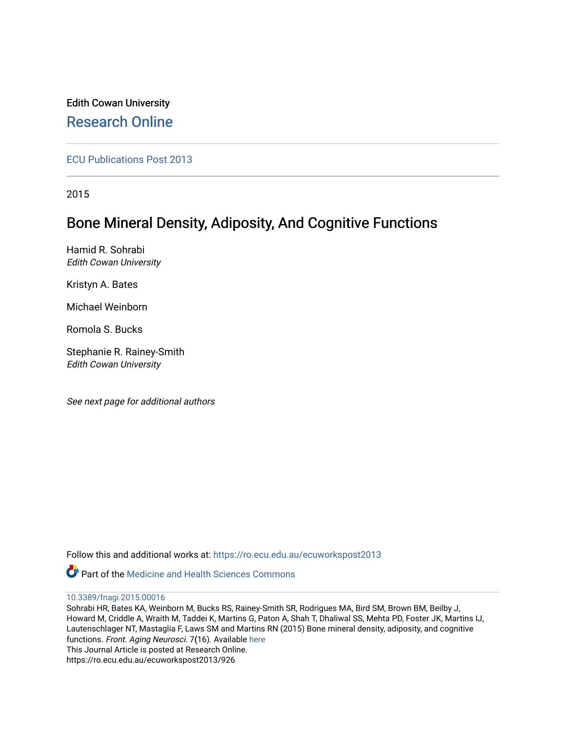Edith Cowan University

# Research Online

ECU Publications Post 2013

2015

## Bone Mineral Density, Adiposity, And Cognitive Functions

Hamid R. Sohrabi
*Edith Cowan University*

Kristyn A. Bates

Michael Weinborn

Romola S. Bucks

Stephanie R. Rainey-Smith
*Edith Cowan University*

*See next page for additional authors*

Follow this and additional works at: https://ro.ecu.edu.au/ecuworkspost2013

Part of the Medicine and Health Sciences Commons

10.3389/fnagi.2015.00016
Sohrabi HR, Bates KA, Weinborn M, Bucks RS, Rainey-Smith SR, Rodrigues MA, Bird SM, Brown BM, Beilby J, Howard M, Criddle A, Wraith M, Taddei K, Martins G, Paton A, Shah T, Dhaliwal SS, Mehta PD, Foster JK, Martins IJ, Lautenschlager NT, Mastaglia F, Laws SM and Martins RN (2015) Bone mineral density, adiposity, and cognitive functions. *Front. Aging Neurosci.* 7(16). Available here
This Journal Article is posted at Research Online.
https://ro.ecu.edu.au/ecuworkspost2013/926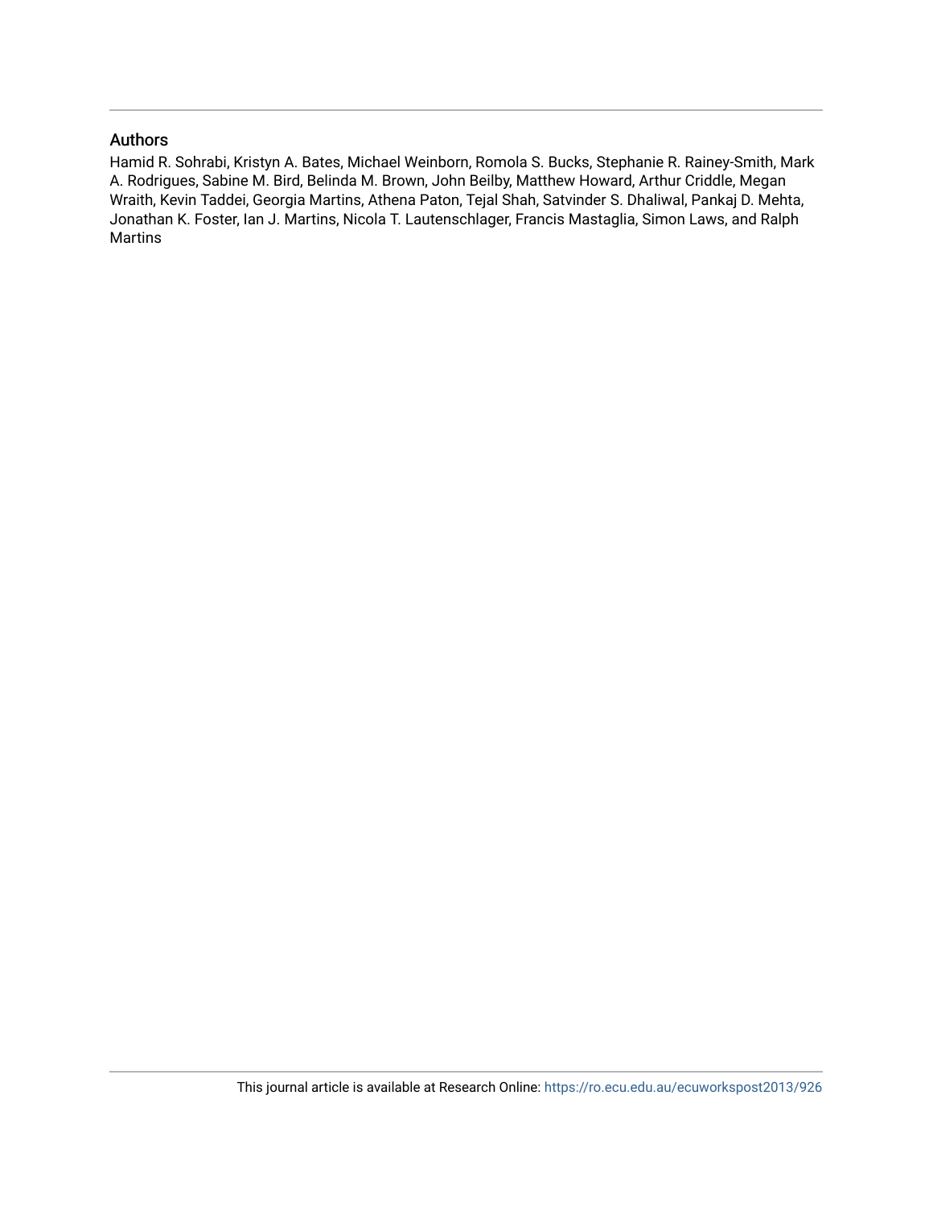## Authors

Hamid R. Sohrabi, Kristyn A. Bates, Michael Weinborn, Romola S. Bucks, Stephanie R. Rainey-Smith, Mark A. Rodrigues, Sabine M. Bird, Belinda M. Brown, John Beilby, Matthew Howard, Arthur Criddle, Megan Wraith, Kevin Taddei, Georgia Martins, Athena Paton, Tejal Shah, Satvinder S. Dhaliwal, Pankaj D. Mehta, Jonathan K. Foster, Ian J. Martins, Nicola T. Lautenschlager, Francis Mastaglia, Simon Laws, and Ralph Martins

This journal article is available at Research Online: https://ro.ecu.edu.au/ecuworkspost2013/926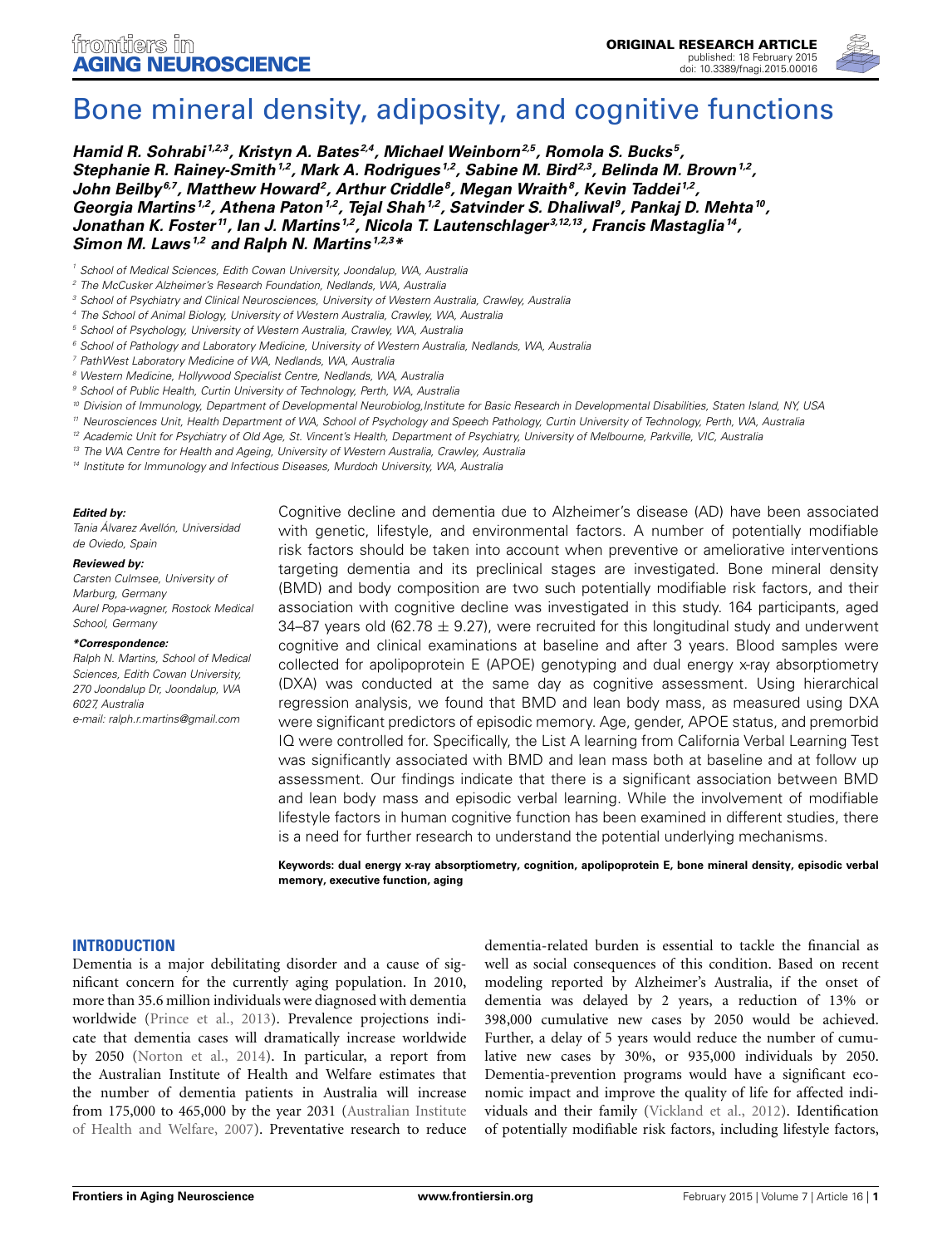# Bone mineral density, adiposity, and cognitive functions

***Hamid R. Sohrabi*[1,2,3], Kristyn A. Bates[2,4], Michael Weinborn[2,5], Romola S. Bucks[5], Stephanie R. Rainey-Smith[1,2], Mark A. Rodrigues[1,2], Sabine M. Bird[2,3], Belinda M. Brown[1,2], John Beilby[6,7], Matthew Howard[2], Arthur Criddle[8], Megan Wraith[8], Kevin Taddei[1,2], Georgia Martins[1,2], Athena Paton[1,2], Tejal Shah[1,2], Satvinder S. Dhaliwal[9], Pankaj D. Mehta[10], Jonathan K. Foster[11], Ian J. Martins[1,2], Nicola T. Lautenschlager[3,12,13], Francis Mastaglia[14], Simon M. Laws[1,2] and Ralph N. Martins[1,2,3]****

[1] School of Medical Sciences, Edith Cowan University, Joondalup, WA, Australia
[2] The McCusker Alzheimer's Research Foundation, Nedlands, WA, Australia
[3] School of Psychiatry and Clinical Neurosciences, University of Western Australia, Crawley, Australia
[4] The School of Animal Biology, University of Western Australia, Crawley, WA, Australia
[5] School of Psychology, University of Western Australia, Crawley, WA, Australia
[6] School of Pathology and Laboratory Medicine, University of Western Australia, Nedlands, WA, Australia
[7] PathWest Laboratory Medicine of WA, Nedlands, WA, Australia
[8] Western Medicine, Hollywood Specialist Centre, Nedlands, WA, Australia
[9] School of Public Health, Curtin University of Technology, Perth, WA, Australia
[10] Division of Immunology, Department of Developmental Neurobiolog,Institute for Basic Research in Developmental Disabilities, Staten Island, NY, USA
[11] Neurosciences Unit, Health Department of WA, School of Psychology and Speech Pathology, Curtin University of Technology, Perth, WA, Australia
[12] Academic Unit for Psychiatry of Old Age, St. Vincent's Health, Department of Psychiatry, University of Melbourne, Parkville, VIC, Australia
[13] The WA Centre for Health and Ageing, University of Western Australia, Crawley, Australia
[14] Institute for Immunology and Infectious Diseases, Murdoch University, WA, Australia

***Edited by:***
*Tania Álvarez Avellón, Universidad de Oviedo, Spain*

***Reviewed by:***
*Carsten Culmsee, University of Marburg, Germany*
*Aurel Popa-wagner, Rostock Medical School, Germany*

***\*Correspondence:***
*Ralph N. Martins, School of Medical Sciences, Edith Cowan University, 270 Joondalup Dr, Joondalup, WA 6027, Australia*
*e-mail: ralph.r.martins@gmail.com*

Cognitive decline and dementia due to Alzheimer's disease (AD) have been associated with genetic, lifestyle, and environmental factors. A number of potentially modifiable risk factors should be taken into account when preventive or ameliorative interventions targeting dementia and its preclinical stages are investigated. Bone mineral density (BMD) and body composition are two such potentially modifiable risk factors, and their association with cognitive decline was investigated in this study. 164 participants, aged 34–87 years old (62.78 ± 9.27), were recruited for this longitudinal study and underwent cognitive and clinical examinations at baseline and after 3 years. Blood samples were collected for apolipoprotein E (APOE) genotyping and dual energy x-ray absorptiometry (DXA) was conducted at the same day as cognitive assessment. Using hierarchical regression analysis, we found that BMD and lean body mass, as measured using DXA were significant predictors of episodic memory. Age, gender, APOE status, and premorbid IQ were controlled for. Specifically, the List A learning from California Verbal Learning Test was significantly associated with BMD and lean mass both at baseline and at follow up assessment. Our findings indicate that there is a significant association between BMD and lean body mass and episodic verbal learning. While the involvement of modifiable lifestyle factors in human cognitive function has been examined in different studies, there is a need for further research to understand the potential underlying mechanisms.

**Keywords: dual energy x-ray absorptiometry, cognition, apolipoprotein E, bone mineral density, episodic verbal memory, executive function, aging**

## INTRODUCTION

Dementia is a major debilitating disorder and a cause of significant concern for the currently aging population. In 2010, more than 35.6 million individuals were diagnosed with dementia worldwide (Prince et al., 2013). Prevalence projections indicate that dementia cases will dramatically increase worldwide by 2050 (Norton et al., 2014). In particular, a report from the Australian Institute of Health and Welfare estimates that the number of dementia patients in Australia will increase from 175,000 to 465,000 by the year 2031 (Australian Institute of Health and Welfare, 2007). Preventative research to reduce dementia-related burden is essential to tackle the financial as well as social consequences of this condition. Based on recent modeling reported by Alzheimer's Australia, if the onset of dementia was delayed by 2 years, a reduction of 13% or 398,000 cumulative new cases by 2050 would be achieved. Further, a delay of 5 years would reduce the number of cumulative new cases by 30%, or 935,000 individuals by 2050. Dementia-prevention programs would have a significant economic impact and improve the quality of life for affected individuals and their family (Vickland et al., 2012). Identification of potentially modifiable risk factors, including lifestyle factors,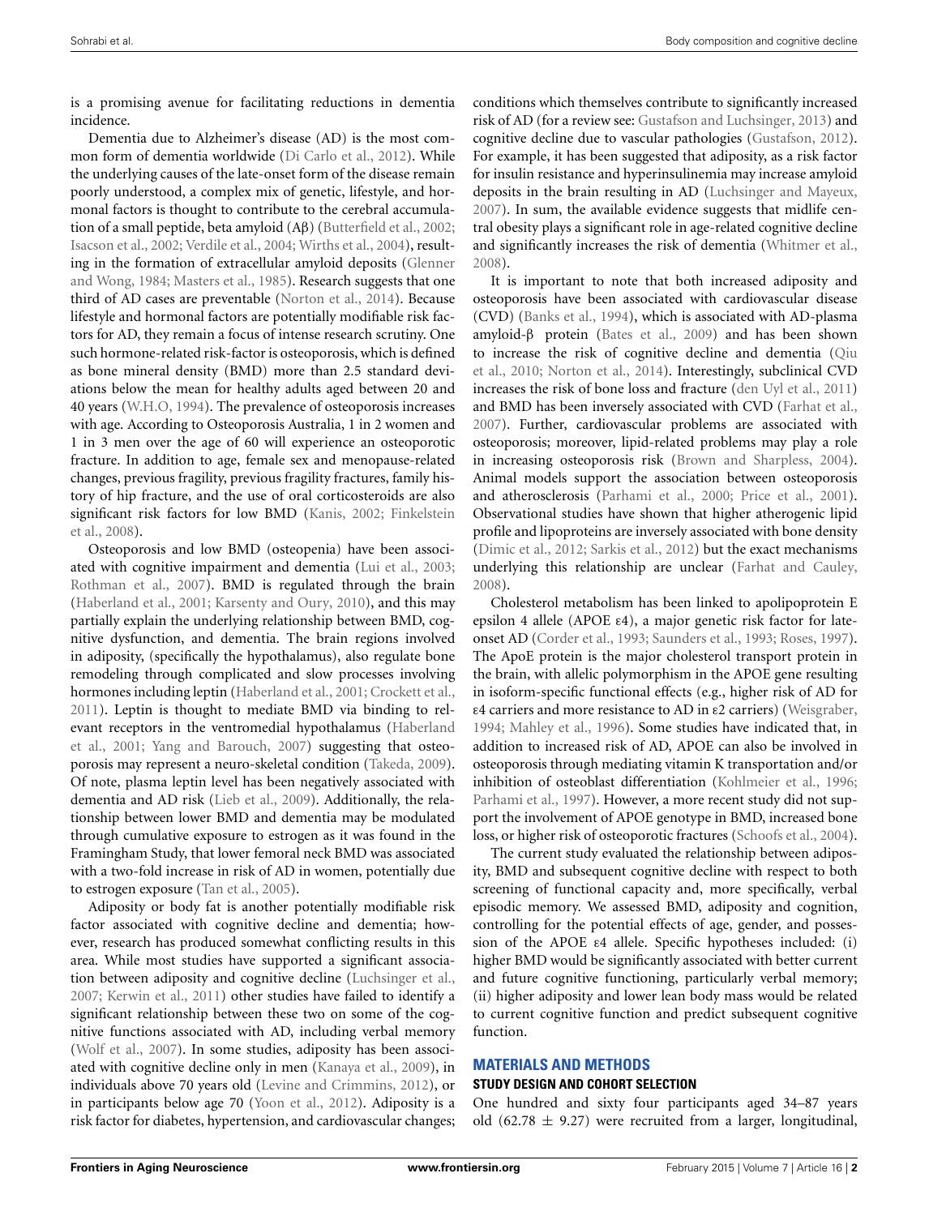is a promising avenue for facilitating reductions in dementia incidence.

Dementia due to Alzheimer's disease (AD) is the most common form of dementia worldwide (Di Carlo et al., 2012). While the underlying causes of the late-onset form of the disease remain poorly understood, a complex mix of genetic, lifestyle, and hormonal factors is thought to contribute to the cerebral accumulation of a small peptide, beta amyloid (Aβ) (Butterfield et al., 2002; Isacson et al., 2002; Verdile et al., 2004; Wirths et al., 2004), resulting in the formation of extracellular amyloid deposits (Glenner and Wong, 1984; Masters et al., 1985). Research suggests that one third of AD cases are preventable (Norton et al., 2014). Because lifestyle and hormonal factors are potentially modifiable risk factors for AD, they remain a focus of intense research scrutiny. One such hormone-related risk-factor is osteoporosis, which is defined as bone mineral density (BMD) more than 2.5 standard deviations below the mean for healthy adults aged between 20 and 40 years (W.H.O, 1994). The prevalence of osteoporosis increases with age. According to Osteoporosis Australia, 1 in 2 women and 1 in 3 men over the age of 60 will experience an osteoporotic fracture. In addition to age, female sex and menopause-related changes, previous fragility, previous fragility fractures, family history of hip fracture, and the use of oral corticosteroids are also significant risk factors for low BMD (Kanis, 2002; Finkelstein et al., 2008).

Osteoporosis and low BMD (osteopenia) have been associated with cognitive impairment and dementia (Lui et al., 2003; Rothman et al., 2007). BMD is regulated through the brain (Haberland et al., 2001; Karsenty and Oury, 2010), and this may partially explain the underlying relationship between BMD, cognitive dysfunction, and dementia. The brain regions involved in adiposity, (specifically the hypothalamus), also regulate bone remodeling through complicated and slow processes involving hormones including leptin (Haberland et al., 2001; Crockett et al., 2011). Leptin is thought to mediate BMD via binding to relevant receptors in the ventromedial hypothalamus (Haberland et al., 2001; Yang and Barouch, 2007) suggesting that osteoporosis may represent a neuro-skeletal condition (Takeda, 2009). Of note, plasma leptin level has been negatively associated with dementia and AD risk (Lieb et al., 2009). Additionally, the relationship between lower BMD and dementia may be modulated through cumulative exposure to estrogen as it was found in the Framingham Study, that lower femoral neck BMD was associated with a two-fold increase in risk of AD in women, potentially due to estrogen exposure (Tan et al., 2005).

Adiposity or body fat is another potentially modifiable risk factor associated with cognitive decline and dementia; however, research has produced somewhat conflicting results in this area. While most studies have supported a significant association between adiposity and cognitive decline (Luchsinger et al., 2007; Kerwin et al., 2011) other studies have failed to identify a significant relationship between these two on some of the cognitive functions associated with AD, including verbal memory (Wolf et al., 2007). In some studies, adiposity has been associated with cognitive decline only in men (Kanaya et al., 2009), in individuals above 70 years old (Levine and Crimmins, 2012), or in participants below age 70 (Yoon et al., 2012). Adiposity is a risk factor for diabetes, hypertension, and cardiovascular changes; conditions which themselves contribute to significantly increased risk of AD (for a review see: Gustafson and Luchsinger, 2013) and cognitive decline due to vascular pathologies (Gustafson, 2012). For example, it has been suggested that adiposity, as a risk factor for insulin resistance and hyperinsulinemia may increase amyloid deposits in the brain resulting in AD (Luchsinger and Mayeux, 2007). In sum, the available evidence suggests that midlife central obesity plays a significant role in age-related cognitive decline and significantly increases the risk of dementia (Whitmer et al., 2008).

It is important to note that both increased adiposity and osteoporosis have been associated with cardiovascular disease (CVD) (Banks et al., 1994), which is associated with AD-plasma amyloid-β protein (Bates et al., 2009) and has been shown to increase the risk of cognitive decline and dementia (Qiu et al., 2010; Norton et al., 2014). Interestingly, subclinical CVD increases the risk of bone loss and fracture (den Uyl et al., 2011) and BMD has been inversely associated with CVD (Farhat et al., 2007). Further, cardiovascular problems are associated with osteoporosis; moreover, lipid-related problems may play a role in increasing osteoporosis risk (Brown and Sharpless, 2004). Animal models support the association between osteoporosis and atherosclerosis (Parhami et al., 2000; Price et al., 2001). Observational studies have shown that higher atherogenic lipid profile and lipoproteins are inversely associated with bone density (Dimic et al., 2012; Sarkis et al., 2012) but the exact mechanisms underlying this relationship are unclear (Farhat and Cauley, 2008).

Cholesterol metabolism has been linked to apolipoprotein E epsilon 4 allele (APOE ε4), a major genetic risk factor for late-onset AD (Corder et al., 1993; Saunders et al., 1993; Roses, 1997). The ApoE protein is the major cholesterol transport protein in the brain, with allelic polymorphism in the APOE gene resulting in isoform-specific functional effects (e.g., higher risk of AD for ε4 carriers and more resistance to AD in ε2 carriers) (Weisgraber, 1994; Mahley et al., 1996). Some studies have indicated that, in addition to increased risk of AD, APOE can also be involved in osteoporosis through mediating vitamin K transportation and/or inhibition of osteoblast differentiation (Kohlmeier et al., 1996; Parhami et al., 1997). However, a more recent study did not support the involvement of APOE genotype in BMD, increased bone loss, or higher risk of osteoporotic fractures (Schoofs et al., 2004).

The current study evaluated the relationship between adiposity, BMD and subsequent cognitive decline with respect to both screening of functional capacity and, more specifically, verbal episodic memory. We assessed BMD, adiposity and cognition, controlling for the potential effects of age, gender, and possession of the APOE ε4 allele. Specific hypotheses included: (i) higher BMD would be significantly associated with better current and future cognitive functioning, particularly verbal memory; (ii) higher adiposity and lower lean body mass would be related to current cognitive function and predict subsequent cognitive function.

## MATERIALS AND METHODS

### STUDY DESIGN AND COHORT SELECTION

One hundred and sixty four participants aged 34–87 years old (62.78 ± 9.27) were recruited from a larger, longitudinal,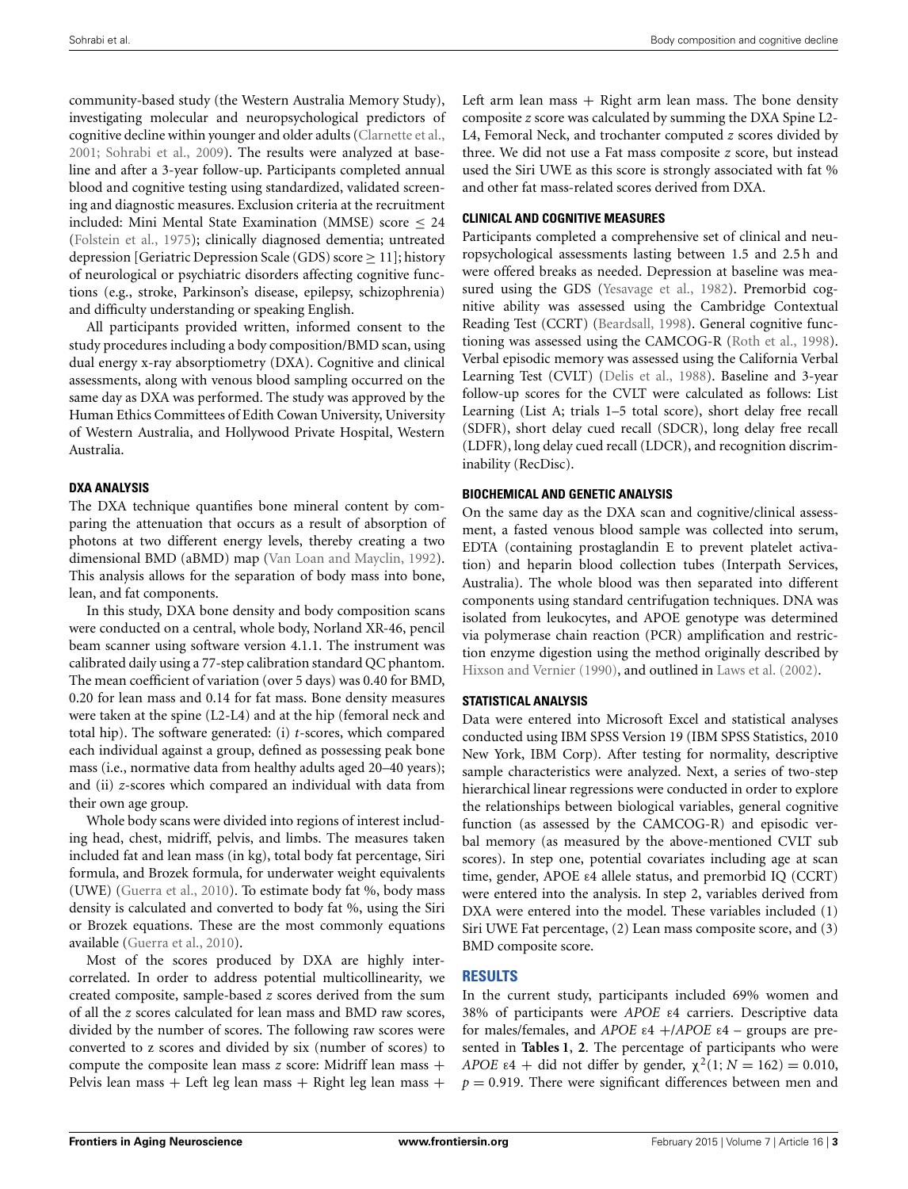community-based study (the Western Australia Memory Study), investigating molecular and neuropsychological predictors of cognitive decline within younger and older adults (Clarnette et al., 2001; Sohrabi et al., 2009). The results were analyzed at baseline and after a 3-year follow-up. Participants completed annual blood and cognitive testing using standardized, validated screening and diagnostic measures. Exclusion criteria at the recruitment included: Mini Mental State Examination (MMSE) score $\leq 24$ (Folstein et al., 1975); clinically diagnosed dementia; untreated depression [Geriatric Depression Scale (GDS) score $\geq 11$]; history of neurological or psychiatric disorders affecting cognitive functions (e.g., stroke, Parkinson's disease, epilepsy, schizophrenia) and difficulty understanding or speaking English.

All participants provided written, informed consent to the study procedures including a body composition/BMD scan, using dual energy x-ray absorptiometry (DXA). Cognitive and clinical assessments, along with venous blood sampling occurred on the same day as DXA was performed. The study was approved by the Human Ethics Committees of Edith Cowan University, University of Western Australia, and Hollywood Private Hospital, Western Australia.

### DXA ANALYSIS

The DXA technique quantifies bone mineral content by comparing the attenuation that occurs as a result of absorption of photons at two different energy levels, thereby creating a two dimensional BMD (aBMD) map (Van Loan and Mayclin, 1992). This analysis allows for the separation of body mass into bone, lean, and fat components.

In this study, DXA bone density and body composition scans were conducted on a central, whole body, Norland XR-46, pencil beam scanner using software version 4.1.1. The instrument was calibrated daily using a 77-step calibration standard QC phantom. The mean coefficient of variation (over 5 days) was 0.40 for BMD, 0.20 for lean mass and 0.14 for fat mass. Bone density measures were taken at the spine (L2-L4) and at the hip (femoral neck and total hip). The software generated: (i) *t*-scores, which compared each individual against a group, defined as possessing peak bone mass (i.e., normative data from healthy adults aged 20–40 years); and (ii) *z*-scores which compared an individual with data from their own age group.

Whole body scans were divided into regions of interest including head, chest, midriff, pelvis, and limbs. The measures taken included fat and lean mass (in kg), total body fat percentage, Siri formula, and Brozek formula, for underwater weight equivalents (UWE) (Guerra et al., 2010). To estimate body fat %, body mass density is calculated and converted to body fat %, using the Siri or Brozek equations. These are the most commonly equations available (Guerra et al., 2010).

Most of the scores produced by DXA are highly intercorrelated. In order to address potential multicollinearity, we created composite, sample-based *z* scores derived from the sum of all the *z* scores calculated for lean mass and BMD raw scores, divided by the number of scores. The following raw scores were converted to z scores and divided by six (number of scores) to compute the composite lean mass *z* score: Midriff lean mass + Pelvis lean mass + Left leg lean mass + Right leg lean mass + Left arm lean mass + Right arm lean mass. The bone density composite *z* score was calculated by summing the DXA Spine L2-L4, Femoral Neck, and trochanter computed *z* scores divided by three. We did not use a Fat mass composite *z* score, but instead used the Siri UWE as this score is strongly associated with fat % and other fat mass-related scores derived from DXA.

### CLINICAL AND COGNITIVE MEASURES

Participants completed a comprehensive set of clinical and neuropsychological assessments lasting between 1.5 and 2.5 h and were offered breaks as needed. Depression at baseline was measured using the GDS (Yesavage et al., 1982). Premorbid cognitive ability was assessed using the Cambridge Contextual Reading Test (CCRT) (Beardsall, 1998). General cognitive functioning was assessed using the CAMCOG-R (Roth et al., 1998). Verbal episodic memory was assessed using the California Verbal Learning Test (CVLT) (Delis et al., 1988). Baseline and 3-year follow-up scores for the CVLT were calculated as follows: List Learning (List A; trials 1–5 total score), short delay free recall (SDFR), short delay cued recall (SDCR), long delay free recall (LDFR), long delay cued recall (LDCR), and recognition discriminability (RecDisc).

### BIOCHEMICAL AND GENETIC ANALYSIS

On the same day as the DXA scan and cognitive/clinical assessment, a fasted venous blood sample was collected into serum, EDTA (containing prostaglandin E to prevent platelet activation) and heparin blood collection tubes (Interpath Services, Australia). The whole blood was then separated into different components using standard centrifugation techniques. DNA was isolated from leukocytes, and APOE genotype was determined via polymerase chain reaction (PCR) amplification and restriction enzyme digestion using the method originally described by Hixson and Vernier (1990), and outlined in Laws et al. (2002).

### STATISTICAL ANALYSIS

Data were entered into Microsoft Excel and statistical analyses conducted using IBM SPSS Version 19 (IBM SPSS Statistics, 2010 New York, IBM Corp). After testing for normality, descriptive sample characteristics were analyzed. Next, a series of two-step hierarchical linear regressions were conducted in order to explore the relationships between biological variables, general cognitive function (as assessed by the CAMCOG-R) and episodic verbal memory (as measured by the above-mentioned CVLT sub scores). In step one, potential covariates including age at scan time, gender, APOE ε4 allele status, and premorbid IQ (CCRT) were entered into the analysis. In step 2, variables derived from DXA were entered into the model. These variables included (1) Siri UWE Fat percentage, (2) Lean mass composite score, and (3) BMD composite score.

## RESULTS

In the current study, participants included 69% women and 38% of participants were *APOE* ε4 carriers. Descriptive data for males/females, and *APOE* ε4 +/*APOE* ε4 – groups are presented in **Tables 1**, **2**. The percentage of participants who were *APOE* ε4 + did not differ by gender, $\chi^2(1; N = 162) = 0.010$, $p = 0.919$. There were significant differences between men and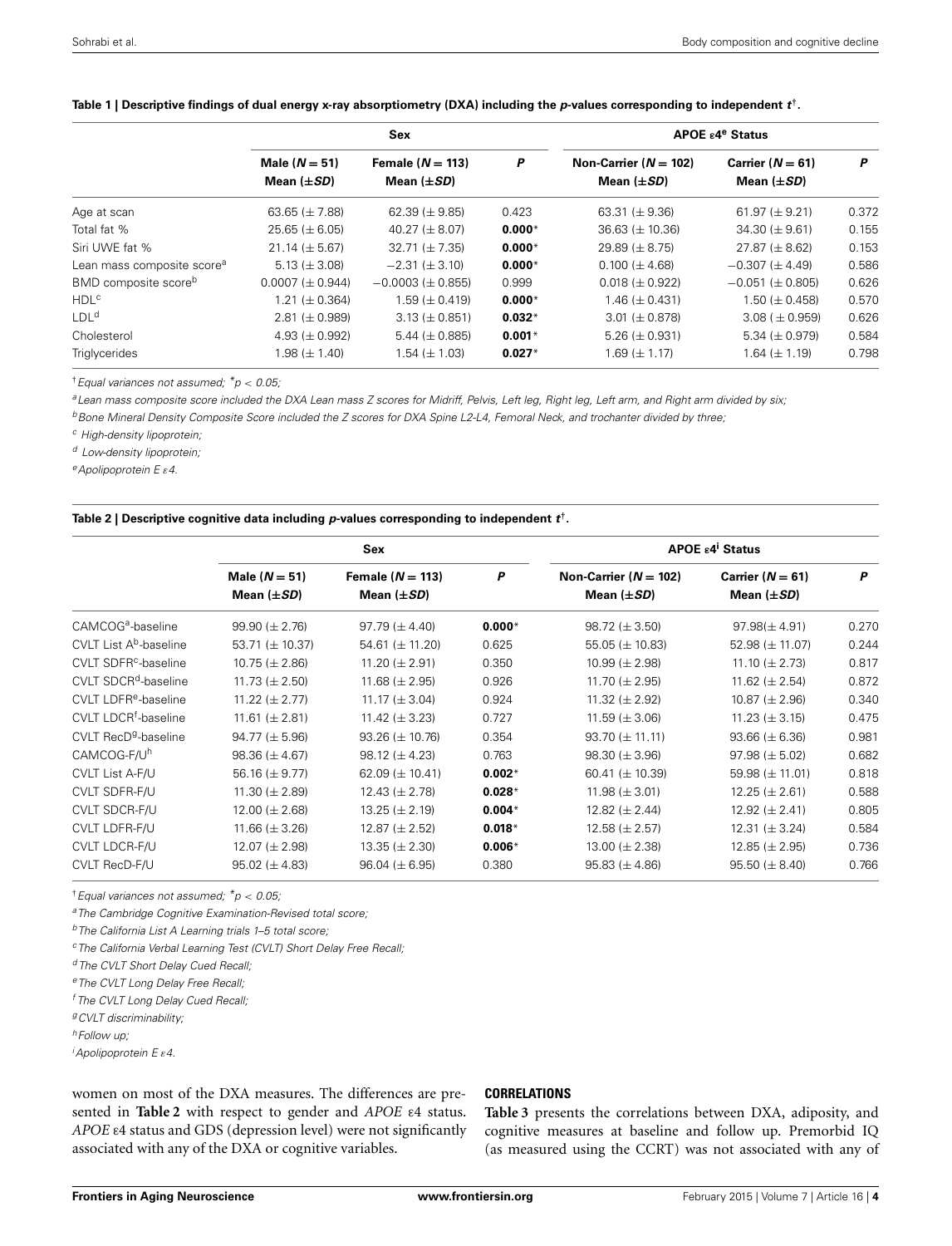**Table 1 | Descriptive findings of dual energy x-ray absorptiometry (DXA) including the *p*-values corresponding to independent *t*[†].**

| | Sex | | | APOE ε4[e] Status | | |
|---|---|---|---|---|---|---|
| | Male ($N = 51$) Mean ($\pm SD$) | Female ($N = 113$) Mean ($\pm SD$) | *P* | Non-Carrier ($N = 102$) Mean ($\pm SD$) | Carrier ($N = 61$) Mean ($\pm SD$) | *P* |
| Age at scan | 63.65 (± 7.88) | 62.39 (± 9.85) | 0.423 | 63.31 (± 9.36) | 61.97 (± 9.21) | 0.372 |
| Total fat % | 25.65 (± 6.05) | 40.27 (± 8.07) | **0.000*** | 36.63 (± 10.36) | 34.30 (± 9.61) | 0.155 |
| Siri UWE fat % | 21.14 (± 5.67) | 32.71 (± 7.35) | **0.000*** | 29.89 (± 8.75) | 27.87 (± 8.62) | 0.153 |
| Lean mass composite score[a] | 5.13 (± 3.08) | −2.31 (± 3.10) | **0.000*** | 0.100 (± 4.68) | −0.307 (± 4.49) | 0.586 |
| BMD composite score[b] | 0.0007 (± 0.944) | −0.0003 (± 0.855) | 0.999 | 0.018 (± 0.922) | −0.051 (± 0.805) | 0.626 |
| HDL[c] | 1.21 (± 0.364) | 1.59 (± 0.419) | **0.000*** | 1.46 (± 0.431) | 1.50 (± 0.458) | 0.570 |
| LDL[d] | 2.81 (± 0.989) | 3.13 (± 0.851) | **0.032*** | 3.01 (± 0.878) | 3.08 ( ± 0.959) | 0.626 |
| Cholesterol | 4.93 (± 0.992) | 5.44 (± 0.885) | **0.001*** | 5.26 (± 0.931) | 5.34 (± 0.979) | 0.584 |
| Triglycerides | 1.98 (± 1.40) | 1.54 (± 1.03) | **0.027*** | 1.69 (± 1.17) | 1.64 (± 1.19) | 0.798 |

[†] *Equal variances not assumed; * $p < 0.05$;*

[a] *Lean mass composite score included the DXA Lean mass Z scores for Midriff, Pelvis, Left leg, Right leg, Left arm, and Right arm divided by six;*

[b] *Bone Mineral Density Composite Score included the Z scores for DXA Spine L2-L4, Femoral Neck, and trochanter divided by three;*

[c] *High-density lipoprotein;*

[d] *Low-density lipoprotein;*

[e] *Apolipoprotein E ε4.*

**Table 2 | Descriptive cognitive data including *p*-values corresponding to independent *t*[†].**

| | Sex | | | APOE ε4[i] Status | | |
|---|---|---|---|---|---|---|
| | Male ($N = 51$) Mean ($\pm SD$) | Female ($N = 113$) Mean ($\pm SD$) | *P* | Non-Carrier ($N = 102$) Mean ($\pm SD$) | Carrier ($N = 61$) Mean ($\pm SD$) | *P* |
| CAMCOG[a]-baseline | 99.90 (± 2.76) | 97.79 (± 4.40) | **0.000*** | 98.72 (± 3.50) | 97.98(± 4.91) | 0.270 |
| CVLT List A[b]-baseline | 53.71 (± 10.37) | 54.61 (± 11.20) | 0.625 | 55.05 (± 10.83) | 52.98 (± 11.07) | 0.244 |
| CVLT SDFR[c]-baseline | 10.75 (± 2.86) | 11.20 (± 2.91) | 0.350 | 10.99 (± 2.98) | 11.10 (± 2.73) | 0.817 |
| CVLT SDCR[d]-baseline | 11.73 (± 2.50) | 11.68 (± 2.95) | 0.926 | 11.70 (± 2.95) | 11.62 (± 2.54) | 0.872 |
| CVLT LDFR[e]-baseline | 11.22 (± 2.77) | 11.17 (± 3.04) | 0.924 | 11.32 (± 2.92) | 10.87 (± 2.96) | 0.340 |
| CVLT LDCR[f]-baseline | 11.61 (± 2.81) | 11.42 (± 3.23) | 0.727 | 11.59 (± 3.06) | 11.23 (± 3.15) | 0.475 |
| CVLT RecD[g]-baseline | 94.77 (± 5.96) | 93.26 (± 10.76) | 0.354 | 93.70 (± 11.11) | 93.66 (± 6.36) | 0.981 |
| CAMCOG-F/U[h] | 98.36 (± 4.67) | 98.12 (± 4.23) | 0.763 | 98.30 (± 3.96) | 97.98 (± 5.02) | 0.682 |
| CVLT List A-F/U | 56.16 (± 9.77) | 62.09 (± 10.41) | **0.002*** | 60.41 (± 10.39) | 59.98 (± 11.01) | 0.818 |
| CVLT SDFR-F/U | 11.30 (± 2.89) | 12.43 (± 2.78) | **0.028*** | 11.98 (± 3.01) | 12.25 (± 2.61) | 0.588 |
| CVLT SDCR-F/U | 12.00 (± 2.68) | 13.25 (± 2.19) | **0.004*** | 12.82 (± 2.44) | 12.92 (± 2.41) | 0.805 |
| CVLT LDFR-F/U | 11.66 (± 3.26) | 12.87 (± 2.52) | **0.018*** | 12.58 (± 2.57) | 12.31 (± 3.24) | 0.584 |
| CVLT LDCR-F/U | 12.07 (± 2.98) | 13.35 (± 2.30) | **0.006*** | 13.00 (± 2.38) | 12.85 (± 2.95) | 0.736 |
| CVLT RecD-F/U | 95.02 (± 4.83) | 96.04 (± 6.95) | 0.380 | 95.83 (± 4.86) | 95.50 (± 8.40) | 0.766 |

[†] *Equal variances not assumed; * $p < 0.05$;*

[a] *The Cambridge Cognitive Examination-Revised total score;*

[b] *The California List A Learning trials 1–5 total score;*

[c] *The California Verbal Learning Test (CVLT) Short Delay Free Recall;*

[d] *The CVLT Short Delay Cued Recall;*

[e] *The CVLT Long Delay Free Recall;*

[f] *The CVLT Long Delay Cued Recall;*

[g] *CVLT discriminability;*

[h] *Follow up;*

[i] *Apolipoprotein E ε4.*

women on most of the DXA measures. The differences are presented in **Table 2** with respect to gender and *APOE* ε4 status. *APOE* ε4 status and GDS (depression level) were not significantly associated with any of the DXA or cognitive variables.

### CORRELATIONS

**Table 3** presents the correlations between DXA, adiposity, and cognitive measures at baseline and follow up. Premorbid IQ (as measured using the CCRT) was not associated with any of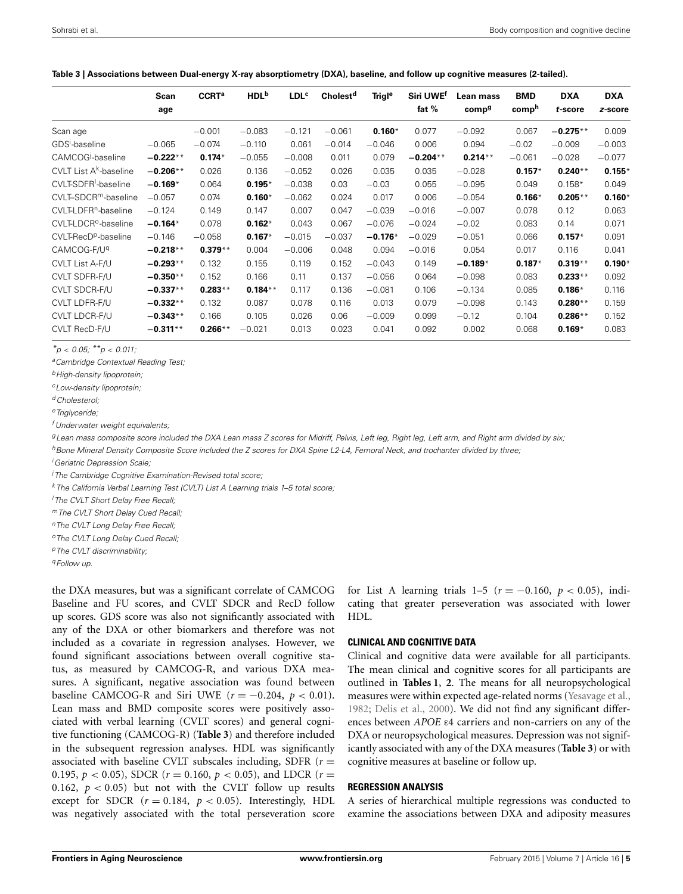**Table 3 | Associations between Dual-energy X-ray absorptiometry (DXA), baseline, and follow up cognitive measures (2-tailed).**

| | Scan age | CCRT[a] | HDL[b] | LDL[c] | Cholest[d] | Trigl[e] | Siri UWE[f] fat % | Lean mass comp[g] | BMD comp[h] | DXA *t*-score | DXA *z*-score |
|---|---|---|---|---|---|---|---|---|---|---|---|
| Scan age | | −0.001 | −0.083 | −0.121 | −0.061 | **0.160**\* | 0.077 | −0.092 | 0.067 | **−0.275**\*\* | 0.009 |
| GDS[i]-baseline | −0.065 | −0.074 | −0.110 | 0.061 | −0.014 | −0.046 | 0.006 | 0.094 | −0.02 | −0.009 | −0.003 |
| CAMCOG[j]-baseline | **−0.222**\*\* | **0.174**\* | −0.055 | −0.008 | 0.011 | 0.079 | **−0.204**\*\* | **0.214**\*\* | −0.061 | −0.028 | −0.077 |
| CVLT List A[k]-baseline | **−0.206**\*\* | 0.026 | 0.136 | −0.052 | 0.026 | 0.035 | 0.035 | −0.028 | **0.157**\* | **0.240**\*\* | **0.155**\* |
| CVLT-SDFR[l]-baseline | **−0.169**\* | 0.064 | **0.195**\* | −0.038 | 0.03 | −0.03 | 0.055 | −0.095 | 0.049 | 0.158\* | 0.049 |
| CVLT–SDCR[m]-baseline | −0.057 | 0.074 | **0.160**\* | −0.062 | 0.024 | 0.017 | 0.006 | −0.054 | **0.166**\* | **0.205**\*\* | **0.160**\* |
| CVLT-LDFR[n]-baseline | −0.124 | 0.149 | 0.147 | 0.007 | 0.047 | −0.039 | −0.016 | −0.007 | 0.078 | 0.12 | 0.063 |
| CVLT-LDCR[o]-baseline | **−0.164**\* | 0.078 | **0.162**\* | 0.043 | 0.067 | −0.076 | −0.024 | −0.02 | 0.083 | 0.14 | 0.071 |
| CVLT-RecD[p]-baseline | −0.146 | −0.058 | **0.167**\* | −0.015 | −0.037 | **−0.176**\* | −0.029 | −0.051 | 0.066 | **0.157**\* | 0.091 |
| CAMCOG-F/U[q] | **−0.218**\*\* | **0.379**\*\* | 0.004 | −0.006 | 0.048 | 0.094 | −0.016 | 0.054 | 0.017 | 0.116 | 0.041 |
| CVLT List A-F/U | **−0.293**\*\* | 0.132 | 0.155 | 0.119 | 0.152 | −0.043 | 0.149 | **−0.189**\* | **0.187**\* | **0.319**\*\* | **0.190**\* |
| CVLT SDFR-F/U | **−0.350**\*\* | 0.152 | 0.166 | 0.11 | 0.137 | −0.056 | 0.064 | −0.098 | 0.083 | **0.233**\*\* | 0.092 |
| CVLT SDCR-F/U | **−0.337**\*\* | **0.283**\*\* | **0.184**\*\* | 0.117 | 0.136 | −0.081 | 0.106 | −0.134 | 0.085 | **0.186**\* | 0.116 |
| CVLT LDFR-F/U | **−0.332**\*\* | 0.132 | 0.087 | 0.078 | 0.116 | 0.013 | 0.079 | −0.098 | 0.143 | **0.280**\*\* | 0.159 |
| CVLT LDCR-F/U | **−0.343**\*\* | 0.166 | 0.105 | 0.026 | 0.06 | −0.009 | 0.099 | −0.12 | 0.104 | **0.286**\*\* | 0.152 |
| CVLT RecD-F/U | **−0.311**\*\* | **0.266**\*\* | −0.021 | 0.013 | 0.023 | 0.041 | 0.092 | 0.002 | 0.068 | **0.169**\* | 0.083 |

\*$p < 0.05$; \*\*$p < 0.011$;

[a] *Cambridge Contextual Reading Test;*
[b] *High-density lipoprotein;*
[c] *Low-density lipoprotein;*
[d] *Cholesterol;*
[e] *Triglyceride;*
[f] *Underwater weight equivalents;*
[g] *Lean mass composite score included the DXA Lean mass Z scores for Midriff, Pelvis, Left leg, Right leg, Left arm, and Right arm divided by six;*
[h] *Bone Mineral Density Composite Score included the Z scores for DXA Spine L2-L4, Femoral Neck, and trochanter divided by three;*
[i] *Geriatric Depression Scale;*
[j] *The Cambridge Cognitive Examination-Revised total score;*
[k] *The California Verbal Learning Test (CVLT) List A Learning trials 1–5 total score;*
[l] *The CVLT Short Delay Free Recall;*
[m] *The CVLT Short Delay Cued Recall;*
[n] *The CVLT Long Delay Free Recall;*
[o] *The CVLT Long Delay Cued Recall;*
[p] *The CVLT discriminability;*
[q] *Follow up.*

the DXA measures, but was a significant correlate of CAMCOG Baseline and FU scores, and CVLT SDCR and RecD follow up scores. GDS score was also not significantly associated with any of the DXA or other biomarkers and therefore was not included as a covariate in regression analyses. However, we found significant associations between overall cognitive status, as measured by CAMCOG-R, and various DXA measures. A significant, negative association was found between baseline CAMCOG-R and Siri UWE ($r = -0.204$, $p < 0.01$). Lean mass and BMD composite scores were positively associated with verbal learning (CVLT scores) and general cognitive functioning (CAMCOG-R) (**Table 3**) and therefore included in the subsequent regression analyses. HDL was significantly associated with baseline CVLT subscales including, SDFR ($r = 0.195$, $p < 0.05$), SDCR ($r = 0.160$, $p < 0.05$), and LDCR ($r = 0.162$, $p < 0.05$) but not with the CVLT follow up results except for SDCR ($r = 0.184$, $p < 0.05$). Interestingly, HDL was negatively associated with the total perseveration score for List A learning trials 1–5 ($r = -0.160$, $p < 0.05$), indicating that greater perseveration was associated with lower HDL.

### CLINICAL AND COGNITIVE DATA

Clinical and cognitive data were available for all participants. The mean clinical and cognitive scores for all participants are outlined in **Tables 1**, **2**. The means for all neuropsychological measures were within expected age-related norms (Yesavage et al., 1982; Delis et al., 2000). We did not find any significant differences between *APOE* ε4 carriers and non-carriers on any of the DXA or neuropsychological measures. Depression was not significantly associated with any of the DXA measures (**Table 3**) or with cognitive measures at baseline or follow up.

### REGRESSION ANALYSIS

A series of hierarchical multiple regressions was conducted to examine the associations between DXA and adiposity measures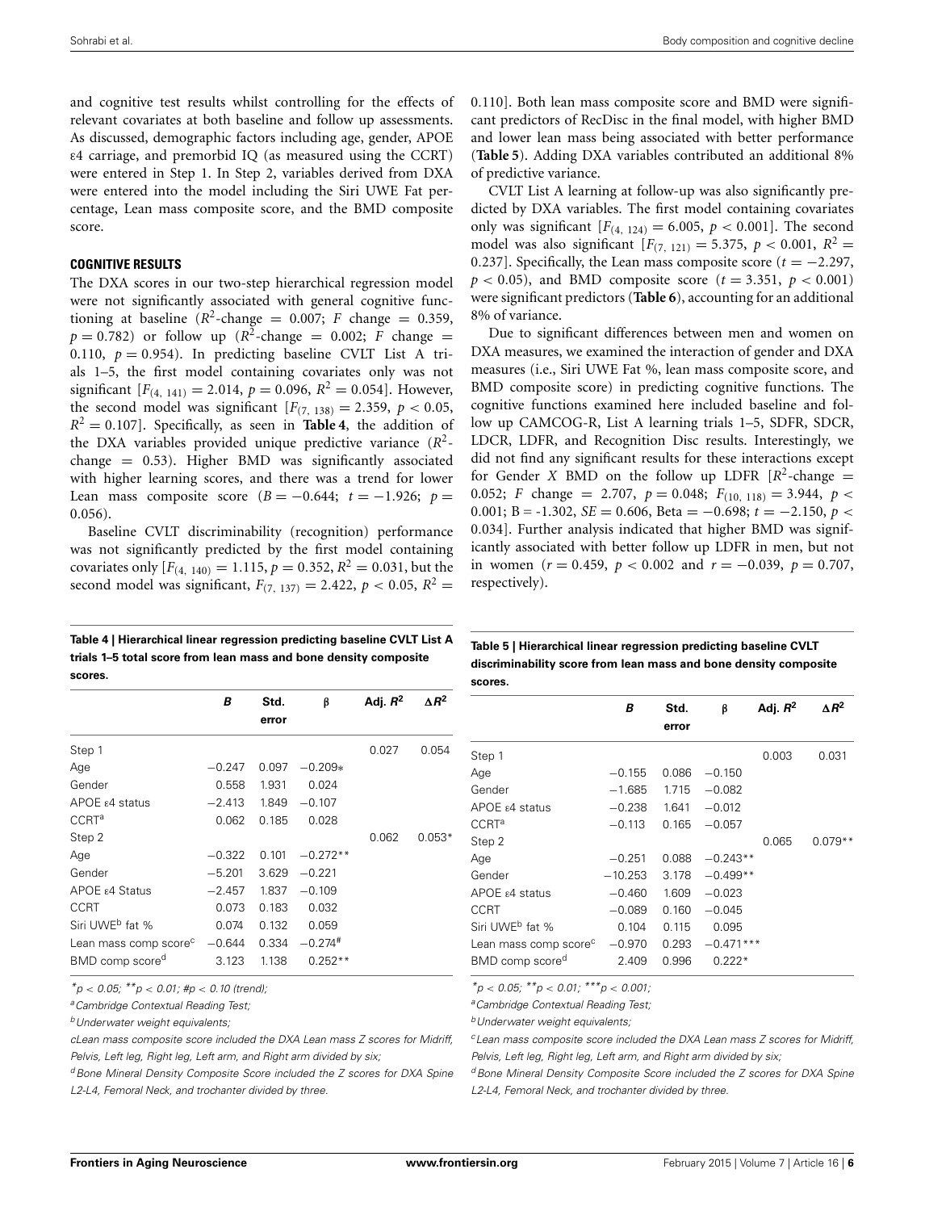and cognitive test results whilst controlling for the effects of relevant covariates at both baseline and follow up assessments. As discussed, demographic factors including age, gender, APOE ε4 carriage, and premorbid IQ (as measured using the CCRT) were entered in Step 1. In Step 2, variables derived from DXA were entered into the model including the Siri UWE Fat percentage, Lean mass composite score, and the BMD composite score.

### COGNITIVE RESULTS

The DXA scores in our two-step hierarchical regression model were not significantly associated with general cognitive functioning at baseline ($R^2$-change = 0.007; $F$ change = 0.359, $p = 0.782$) or follow up ($R^2$-change = 0.002; $F$ change = 0.110, $p = 0.954$). In predicting baseline CVLT List A trials 1–5, the first model containing covariates only was not significant [$F_{(4, 141)} = 2.014$, $p = 0.096$, $R^2 = 0.054$]. However, the second model was significant [$F_{(7, 138)} = 2.359$, $p < 0.05$, $R^2 = 0.107$]. Specifically, as seen in **Table 4**, the addition of the DXA variables provided unique predictive variance ($R^2$-change = 0.53). Higher BMD was significantly associated with higher learning scores, and there was a trend for lower Lean mass composite score ($B = -0.644$; $t = -1.926$; $p = 0.056$).

Baseline CVLT discriminability (recognition) performance was not significantly predicted by the first model containing covariates only [$F_{(4, 140)} = 1.115$, $p = 0.352$, $R^2 = 0.031$, but the second model was significant, $F_{(7, 137)} = 2.422$, $p < 0.05$, $R^2 = 0.110$]. Both lean mass composite score and BMD were significant predictors of RecDisc in the final model, with higher BMD and lower lean mass being associated with better performance (**Table 5**). Adding DXA variables contributed an additional 8% of predictive variance.

CVLT List A learning at follow-up was also significantly predicted by DXA variables. The first model containing covariates only was significant [$F_{(4, 124)} = 6.005$, $p < 0.001$]. The second model was also significant [$F_{(7, 121)} = 5.375$, $p < 0.001$, $R^2 = 0.237$]. Specifically, the Lean mass composite score ($t = -2.297$, $p < 0.05$), and BMD composite score ($t = 3.351$, $p < 0.001$) were significant predictors (**Table 6**), accounting for an additional 8% of variance.

Due to significant differences between men and women on DXA measures, we examined the interaction of gender and DXA measures (i.e., Siri UWE Fat %, lean mass composite score, and BMD composite score) in predicting cognitive functions. The cognitive functions examined here included baseline and follow up CAMCOG-R, List A learning trials 1–5, SDFR, SDCR, LDCR, LDFR, and Recognition Disc results. Interestingly, we did not find any significant results for these interactions except for Gender $X$ BMD on the follow up LDFR [$R^2$-change = 0.052; $F$ change = 2.707, $p = 0.048$; $F_{(10, 118)} = 3.944$, $p < 0.001$; B = -1.302, $SE = 0.606$, Beta = $-0.698$; $t = -2.150$, $p < 0.034$]. Further analysis indicated that higher BMD was significantly associated with better follow up LDFR in men, but not in women ($r = 0.459$, $p < 0.002$ and $r = -0.039$, $p = 0.707$, respectively).

**Table 4 | Hierarchical linear regression predicting baseline CVLT List A trials 1–5 total score from lean mass and bone density composite scores.**

| | *B* | Std. error | β | Adj. $R^2$ | $\Delta R^2$ |
|---|---|---|---|---|---|
| Step 1 | | | | 0.027 | 0.054 |
| Age | −0.247 | 0.097 | −0.209* | | |
| Gender | 0.558 | 1.931 | 0.024 | | |
| APOE ε4 status | −2.413 | 1.849 | −0.107 | | |
| CCRT[a] | 0.062 | 0.185 | 0.028 | | |
| Step 2 | | | | 0.062 | 0.053* |
| Age | −0.322 | 0.101 | −0.272** | | |
| Gender | −5.201 | 3.629 | −0.221 | | |
| APOE ε4 Status | −2.457 | 1.837 | −0.109 | | |
| CCRT | 0.073 | 0.183 | 0.032 | | |
| Siri UWE[b] fat % | 0.074 | 0.132 | 0.059 | | |
| Lean mass comp score[c] | −0.644 | 0.334 | −0.274# | | |
| BMD comp score[d] | 3.123 | 1.138 | 0.252** | | |

*p < 0.05; **p < 0.01; #p < 0.10 (trend);

[a]Cambridge Contextual Reading Test;

[b]Underwater weight equivalents;

[c]Lean mass composite score included the DXA Lean mass Z scores for Midriff, Pelvis, Left leg, Right leg, Left arm, and Right arm divided by six;

[d]Bone Mineral Density Composite Score included the Z scores for DXA Spine L2-L4, Femoral Neck, and trochanter divided by three.

**Table 5 | Hierarchical linear regression predicting baseline CVLT discriminability score from lean mass and bone density composite scores.**

| | *B* | Std. error | β | Adj. $R^2$ | $\Delta R^2$ |
|---|---|---|---|---|---|
| Step 1 | | | | 0.003 | 0.031 |
| Age | −0.155 | 0.086 | −0.150 | | |
| Gender | −1.685 | 1.715 | −0.082 | | |
| APOE ε4 status | −0.238 | 1.641 | −0.012 | | |
| CCRT[a] | −0.113 | 0.165 | −0.057 | | |
| Step 2 | | | | 0.065 | 0.079** |
| Age | −0.251 | 0.088 | −0.243** | | |
| Gender | −10.253 | 3.178 | −0.499** | | |
| APOE ε4 status | −0.460 | 1.609 | −0.023 | | |
| CCRT | −0.089 | 0.160 | −0.045 | | |
| Siri UWE[b] fat % | 0.104 | 0.115 | 0.095 | | |
| Lean mass comp score[c] | −0.970 | 0.293 | −0.471*** | | |
| BMD comp score[d] | 2.409 | 0.996 | 0.222* | | |

*p < 0.05; **p < 0.01; ***p < 0.001;

[a]Cambridge Contextual Reading Test;

[b]Underwater weight equivalents;

[c]Lean mass composite score included the DXA Lean mass Z scores for Midriff, Pelvis, Left leg, Right leg, Left arm, and Right arm divided by six;

[d]Bone Mineral Density Composite Score included the Z scores for DXA Spine L2-L4, Femoral Neck, and trochanter divided by three.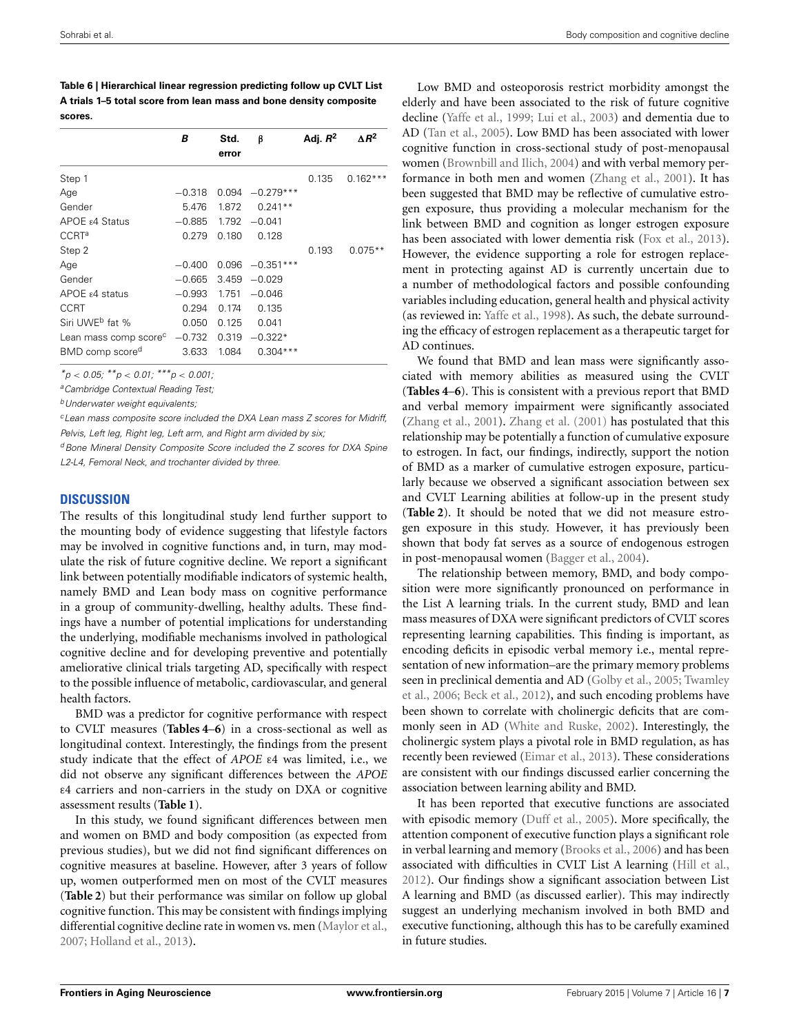**Table 6 | Hierarchical linear regression predicting follow up CVLT List A trials 1–5 total score from lean mass and bone density composite scores.**

| | *B* | Std. error | β | Adj. $R^2$ | $\Delta R^2$ |
|---|---|---|---|---|---|
| Step 1 | | | | 0.135 | 0.162*** |
| Age | −0.318 | 0.094 | −0.279*** | | |
| Gender | 5.476 | 1.872 | 0.241** | | |
| APOE ε4 Status | −0.885 | 1.792 | −0.041 | | |
| CCRT[a] | 0.279 | 0.180 | 0.128 | | |
| Step 2 | | | | 0.193 | 0.075** |
| Age | −0.400 | 0.096 | −0.351*** | | |
| Gender | −0.665 | 3.459 | −0.029 | | |
| APOE ε4 status | −0.993 | 1.751 | −0.046 | | |
| CCRT | 0.294 | 0.174 | 0.135 | | |
| Siri UWE[b] fat % | 0.050 | 0.125 | 0.041 | | |
| Lean mass comp score[c] | −0.732 | 0.319 | −0.322* | | |
| BMD comp score[d] | 3.633 | 1.084 | 0.304*** | | |

*$^*p < 0.05$; $^{**}p < 0.01$; $^{***}p < 0.001$;*

*[a]Cambridge Contextual Reading Test;*

*[b]Underwater weight equivalents;*

*[c]Lean mass composite score included the DXA Lean mass Z scores for Midriff, Pelvis, Left leg, Right leg, Left arm, and Right arm divided by six;*

*[d]Bone Mineral Density Composite Score included the Z scores for DXA Spine L2-L4, Femoral Neck, and trochanter divided by three.*

## DISCUSSION

The results of this longitudinal study lend further support to the mounting body of evidence suggesting that lifestyle factors may be involved in cognitive functions and, in turn, may modulate the risk of future cognitive decline. We report a significant link between potentially modifiable indicators of systemic health, namely BMD and Lean body mass on cognitive performance in a group of community-dwelling, healthy adults. These findings have a number of potential implications for understanding the underlying, modifiable mechanisms involved in pathological cognitive decline and for developing preventive and potentially ameliorative clinical trials targeting AD, specifically with respect to the possible influence of metabolic, cardiovascular, and general health factors.

BMD was a predictor for cognitive performance with respect to CVLT measures (**Tables 4–6**) in a cross-sectional as well as longitudinal context. Interestingly, the findings from the present study indicate that the effect of *APOE* ε4 was limited, i.e., we did not observe any significant differences between the *APOE* ε4 carriers and non-carriers in the study on DXA or cognitive assessment results (**Table 1**).

In this study, we found significant differences between men and women on BMD and body composition (as expected from previous studies), but we did not find significant differences on cognitive measures at baseline. However, after 3 years of follow up, women outperformed men on most of the CVLT measures (**Table 2**) but their performance was similar on follow up global cognitive function. This may be consistent with findings implying differential cognitive decline rate in women vs. men (Maylor et al., 2007; Holland et al., 2013).

Low BMD and osteoporosis restrict morbidity amongst the elderly and have been associated to the risk of future cognitive decline (Yaffe et al., 1999; Lui et al., 2003) and dementia due to AD (Tan et al., 2005). Low BMD has been associated with lower cognitive function in cross-sectional study of post-menopausal women (Brownbill and Ilich, 2004) and with verbal memory performance in both men and women (Zhang et al., 2001). It has been suggested that BMD may be reflective of cumulative estrogen exposure, thus providing a molecular mechanism for the link between BMD and cognition as longer estrogen exposure has been associated with lower dementia risk (Fox et al., 2013). However, the evidence supporting a role for estrogen replacement in protecting against AD is currently uncertain due to a number of methodological factors and possible confounding variables including education, general health and physical activity (as reviewed in: Yaffe et al., 1998). As such, the debate surrounding the efficacy of estrogen replacement as a therapeutic target for AD continues.

We found that BMD and lean mass were significantly associated with memory abilities as measured using the CVLT (**Tables 4–6**). This is consistent with a previous report that BMD and verbal memory impairment were significantly associated (Zhang et al., 2001). Zhang et al. (2001) has postulated that this relationship may be potentially a function of cumulative exposure to estrogen. In fact, our findings, indirectly, support the notion of BMD as a marker of cumulative estrogen exposure, particularly because we observed a significant association between sex and CVLT Learning abilities at follow-up in the present study (**Table 2**). It should be noted that we did not measure estrogen exposure in this study. However, it has previously been shown that body fat serves as a source of endogenous estrogen in post-menopausal women (Bagger et al., 2004).

The relationship between memory, BMD, and body composition were more significantly pronounced on performance in the List A learning trials. In the current study, BMD and lean mass measures of DXA were significant predictors of CVLT scores representing learning capabilities. This finding is important, as encoding deficits in episodic verbal memory i.e., mental representation of new information–are the primary memory problems seen in preclinical dementia and AD (Golby et al., 2005; Twamley et al., 2006; Beck et al., 2012), and such encoding problems have been shown to correlate with cholinergic deficits that are commonly seen in AD (White and Ruske, 2002). Interestingly, the cholinergic system plays a pivotal role in BMD regulation, as has recently been reviewed (Eimar et al., 2013). These considerations are consistent with our findings discussed earlier concerning the association between learning ability and BMD.

It has been reported that executive functions are associated with episodic memory (Duff et al., 2005). More specifically, the attention component of executive function plays a significant role in verbal learning and memory (Brooks et al., 2006) and has been associated with difficulties in CVLT List A learning (Hill et al., 2012). Our findings show a significant association between List A learning and BMD (as discussed earlier). This may indirectly suggest an underlying mechanism involved in both BMD and executive functioning, although this has to be carefully examined in future studies.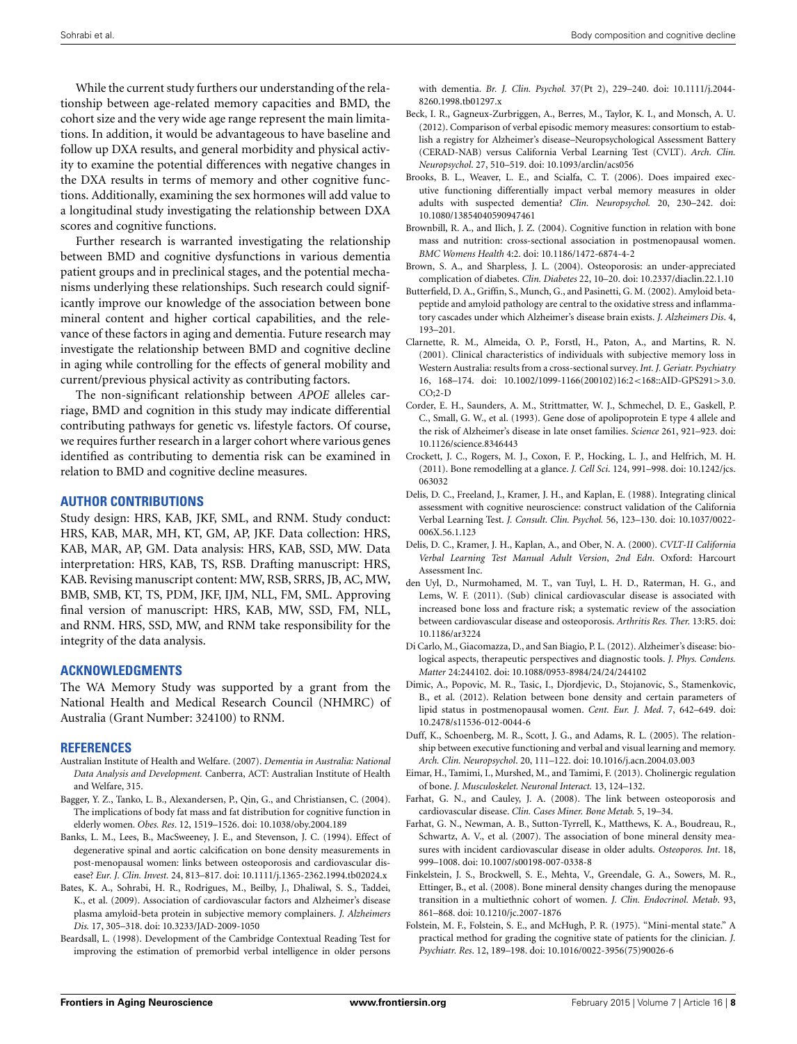While the current study furthers our understanding of the relationship between age-related memory capacities and BMD, the cohort size and the very wide age range represent the main limitations. In addition, it would be advantageous to have baseline and follow up DXA results, and general morbidity and physical activity to examine the potential differences with negative changes in the DXA results in terms of memory and other cognitive functions. Additionally, examining the sex hormones will add value to a longitudinal study investigating the relationship between DXA scores and cognitive functions.

Further research is warranted investigating the relationship between BMD and cognitive dysfunctions in various dementia patient groups and in preclinical stages, and the potential mechanisms underlying these relationships. Such research could significantly improve our knowledge of the association between bone mineral content and higher cortical capabilities, and the relevance of these factors in aging and dementia. Future research may investigate the relationship between BMD and cognitive decline in aging while controlling for the effects of general mobility and current/previous physical activity as contributing factors.

The non-significant relationship between *APOE* alleles carriage, BMD and cognition in this study may indicate differential contributing pathways for genetic vs. lifestyle factors. Of course, we requires further research in a larger cohort where various genes identified as contributing to dementia risk can be examined in relation to BMD and cognitive decline measures.

## AUTHOR CONTRIBUTIONS

Study design: HRS, KAB, JKF, SML, and RNM. Study conduct: HRS, KAB, MAR, MH, KT, GM, AP, JKF. Data collection: HRS, KAB, MAR, AP, GM. Data analysis: HRS, KAB, SSD, MW. Data interpretation: HRS, KAB, TS, RSB. Drafting manuscript: HRS, KAB. Revising manuscript content: MW, RSB, SRRS, JB, AC, MW, BMB, SMB, KT, TS, PDM, JKF, IJM, NLL, FM, SML. Approving final version of manuscript: HRS, KAB, MW, SSD, FM, NLL, and RNM. HRS, SSD, MW, and RNM take responsibility for the integrity of the data analysis.

## ACKNOWLEDGMENTS

The WA Memory Study was supported by a grant from the National Health and Medical Research Council (NHMRC) of Australia (Grant Number: 324100) to RNM.

## REFERENCES

Australian Institute of Health and Welfare. (2007). *Dementia in Australia: National Data Analysis and Development.* Canberra, ACT: Australian Institute of Health and Welfare, 315.

Bagger, Y. Z., Tanko, L. B., Alexandersen, P., Qin, G., and Christiansen, C. (2004). The implications of body fat mass and fat distribution for cognitive function in elderly women. *Obes. Res*. 12, 1519–1526. doi: 10.1038/oby.2004.189

Banks, L. M., Lees, B., MacSweeney, J. E., and Stevenson, J. C. (1994). Effect of degenerative spinal and aortic calcification on bone density measurements in post-menopausal women: links between osteoporosis and cardiovascular disease? *Eur. J. Clin. Invest*. 24, 813–817. doi: 10.1111/j.1365-2362.1994.tb02024.x

Bates, K. A., Sohrabi, H. R., Rodrigues, M., Beilby, J., Dhaliwal, S. S., Taddei, K., et al. (2009). Association of cardiovascular factors and Alzheimer's disease plasma amyloid-beta protein in subjective memory complainers. *J. Alzheimers Dis.* 17, 305–318. doi: 10.3233/JAD-2009-1050

Beardsall, L. (1998). Development of the Cambridge Contextual Reading Test for improving the estimation of premorbid verbal intelligence in older persons with dementia. *Br. J. Clin. Psychol.* 37(Pt 2), 229–240. doi: 10.1111/j.2044-8260.1998.tb01297.x

Beck, I. R., Gagneux-Zurbriggen, A., Berres, M., Taylor, K. I., and Monsch, A. U. (2012). Comparison of verbal episodic memory measures: consortium to establish a registry for Alzheimer's disease–Neuropsychological Assessment Battery (CERAD-NAB) versus California Verbal Learning Test (CVLT). *Arch. Clin. Neuropsychol*. 27, 510–519. doi: 10.1093/arclin/acs056

Brooks, B. L., Weaver, L. E., and Scialfa, C. T. (2006). Does impaired executive functioning differentially impact verbal memory measures in older adults with suspected dementia? *Clin. Neuropsychol.* 20, 230–242. doi: 10.1080/13854040590947461

Brownbill, R. A., and Ilich, J. Z. (2004). Cognitive function in relation with bone mass and nutrition: cross-sectional association in postmenopausal women. *BMC Womens Health* 4:2. doi: 10.1186/1472-6874-4-2

Brown, S. A., and Sharpless, J. L. (2004). Osteoporosis: an under-appreciated complication of diabetes. *Clin. Diabetes* 22, 10–20. doi: 10.2337/diaclin.22.1.10

Butterfield, D. A., Griffin, S., Munch, G., and Pasinetti, G. M. (2002). Amyloid beta-peptide and amyloid pathology are central to the oxidative stress and inflammatory cascades under which Alzheimer's disease brain exists. *J. Alzheimers Dis*. 4, 193–201.

Clarnette, R. M., Almeida, O. P., Forstl, H., Paton, A., and Martins, R. N. (2001). Clinical characteristics of individuals with subjective memory loss in Western Australia: results from a cross-sectional survey. *Int. J. Geriatr. Psychiatry* 16, 168–174. doi: 10.1002/1099-1166(200102)16:2<168::AID-GPS291>3.0.CO;2-D

Corder, E. H., Saunders, A. M., Strittmatter, W. J., Schmechel, D. E., Gaskell, P. C., Small, G. W., et al. (1993). Gene dose of apolipoprotein E type 4 allele and the risk of Alzheimer's disease in late onset families. *Science* 261, 921–923. doi: 10.1126/science.8346443

Crockett, J. C., Rogers, M. J., Coxon, F. P., Hocking, L. J., and Helfrich, M. H. (2011). Bone remodelling at a glance. *J. Cell Sci*. 124, 991–998. doi: 10.1242/jcs.063032

Delis, D. C., Freeland, J., Kramer, J. H., and Kaplan, E. (1988). Integrating clinical assessment with cognitive neuroscience: construct validation of the California Verbal Learning Test. *J. Consult. Clin. Psychol.* 56, 123–130. doi: 10.1037/0022-006X.56.1.123

Delis, D. C., Kramer, J. H., Kaplan, A., and Ober, N. A. (2000). *CVLT-II California Verbal Learning Test Manual Adult Version, 2nd Edn*. Oxford: Harcourt Assessment Inc.

den Uyl, D., Nurmohamed, M. T., van Tuyl, L. H. D., Raterman, H. G., and Lems, W. F. (2011). (Sub) clinical cardiovascular disease is associated with increased bone loss and fracture risk; a systematic review of the association between cardiovascular disease and osteoporosis. *Arthritis Res. Ther.* 13:R5. doi: 10.1186/ar3224

Di Carlo, M., Giacomazza, D., and San Biagio, P. L. (2012). Alzheimer's disease: biological aspects, therapeutic perspectives and diagnostic tools. *J. Phys. Condens. Matter* 24:244102. doi: 10.1088/0953-8984/24/24/244102

Dimic, A., Popovic, M. R., Tasic, I., Djordjevic, D., Stojanovic, S., Stamenkovic, B., et al. (2012). Relation between bone density and certain parameters of lipid status in postmenopausal women. *Cent. Eur. J. Med*. 7, 642–649. doi: 10.2478/s11536-012-0044-6

Duff, K., Schoenberg, M. R., Scott, J. G., and Adams, R. L. (2005). The relationship between executive functioning and verbal and visual learning and memory. *Arch. Clin. Neuropsychol*. 20, 111–122. doi: 10.1016/j.acn.2004.03.003

Eimar, H., Tamimi, I., Murshed, M., and Tamimi, F. (2013). Cholinergic regulation of bone. *J. Musculoskelet. Neuronal Interact.* 13, 124–132.

Farhat, G. N., and Cauley, J. A. (2008). The link between osteoporosis and cardiovascular disease. *Clin. Cases Miner. Bone Metab.* 5, 19–34.

Farhat, G. N., Newman, A. B., Sutton-Tyrrell, K., Matthews, K. A., Boudreau, R., Schwartz, A. V., et al. (2007). The association of bone mineral density measures with incident cardiovascular disease in older adults. *Osteoporos. Int*. 18, 999–1008. doi: 10.1007/s00198-007-0338-8

Finkelstein, J. S., Brockwell, S. E., Mehta, V., Greendale, G. A., Sowers, M. R., Ettinger, B., et al. (2008). Bone mineral density changes during the menopause transition in a multiethnic cohort of women. *J. Clin. Endocrinol. Metab*. 93, 861–868. doi: 10.1210/jc.2007-1876

Folstein, M. F., Folstein, S. E., and McHugh, P. R. (1975). "Mini-mental state." A practical method for grading the cognitive state of patients for the clinician. *J. Psychiatr. Res*. 12, 189–198. doi: 10.1016/0022-3956(75)90026-6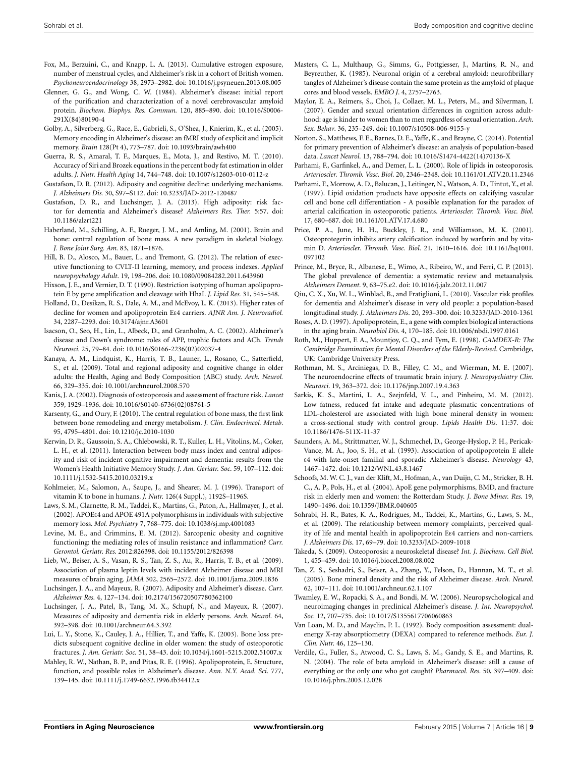Fox, M., Berzuini, C., and Knapp, L. A. (2013). Cumulative estrogen exposure, number of menstrual cycles, and Alzheimer's risk in a cohort of British women. *Psychoneuroendocrinology* 38, 2973–2982. doi: 10.1016/j.psyneuen.2013.08.005

Glenner, G. G., and Wong, C. W. (1984). Alzheimer's disease: initial report of the purification and characterization of a novel cerebrovascular amyloid protein. *Biochem. Biophys. Res. Commun.* 120, 885–890. doi: 10.1016/S0006-291X(84)80190-4

Golby, A., Silverberg, G., Race, E., Gabrieli, S., O'Shea, J., Knierim, K., et al. (2005). Memory encoding in Alzheimer's disease: an fMRI study of explicit and implicit memory. *Brain* 128(Pt 4), 773–787. doi: 10.1093/brain/awh400

Guerra, R. S., Amaral, T. F., Marques, E., Mota, J., and Restivo, M. T. (2010). Accuracy of Siri and Brozek equations in the percent body fat estimation in older adults. *J. Nutr. Health Aging* 14, 744–748. doi: 10.1007/s12603-010-0112-z

Gustafson, D. R. (2012). Adiposity and cognitive decline: underlying mechanisms. *J. Alzheimers Dis.* 30, S97–S112. doi: 10.3233/JAD-2012-120487

Gustafson, D. R., and Luchsinger, J. A. (2013). High adiposity: risk factor for dementia and Alzheimer's disease? *Alzheimers Res. Ther.* 5:57. doi: 10.1186/alzrt221

Haberland, M., Schilling, A. F., Rueger, J. M., and Amling, M. (2001). Brain and bone: central regulation of bone mass. A new paradigm in skeletal biology. *J. Bone Joint Surg. Am.* 83, 1871–1876.

Hill, B. D., Alosco, M., Bauer, L., and Tremont, G. (2012). The relation of executive functioning to CVLT-II learning, memory, and process indexes. *Applied neuropsychology Adult*. 19, 198–206. doi: 10.1080/09084282.2011.643960

Hixson, J. E., and Vernier, D. T. (1990). Restriction isotyping of human apolipoprotein E by gene amplification and cleavage with HhaI. *J. Lipid Res.* 31, 545–548.

Holland, D., Desikan, R. S., Dale, A. M., and McEvoy, L. K. (2013). Higher rates of decline for women and apolipoprotein Eε4 carriers. *AJNR Am. J. Neuroradiol.* 34, 2287–2293. doi: 10.3174/ajnr.A3601

Isacson, O., Seo, H., Lin, L., Albeck, D., and Granholm, A. C. (2002). Alzheimer's disease and Down's syndrome: roles of APP, trophic factors and ACh. *Trends Neurosci.* 25, 79–84. doi: 10.1016/S0166-2236(02)02037-4

Kanaya, A. M., Lindquist, K., Harris, T. B., Launer, L., Rosano, C., Satterfield, S., et al. (2009). Total and regional adiposity and cognitive change in older adults: the Health, Aging and Body Composition (ABC) study. *Arch. Neurol.* 66, 329–335. doi: 10.1001/archneurol.2008.570

Kanis, J. A. (2002). Diagnosis of osteoporosis and assessment of fracture risk. *Lancet* 359, 1929–1936. doi: 10.1016/S0140-6736(02)08761-5

Karsenty, G., and Oury, F. (2010). The central regulation of bone mass, the first link between bone remodeling and energy metabolism. *J. Clin. Endocrincol. Metab*. 95, 4795–4801. doi: 10.1210/jc.2010-1030

Kerwin, D. R., Gaussoin, S. A., Chlebowski, R. T., Kuller, L. H., Vitolins, M., Coker, L. H., et al. (2011). Interaction between body mass index and central adiposity and risk of incident cognitive impairment and dementia: results from the Women's Health Initiative Memory Study. *J. Am. Geriatr. Soc*. 59, 107–112. doi: 10.1111/j.1532-5415.2010.03219.x

Kohlmeier, M., Salomon, A., Saupe, J., and Shearer, M. J. (1996). Transport of vitamin K to bone in humans. *J. Nutr.* 126(4 Suppl.), 1192S–1196S.

Laws, S. M., Clarnette, R. M., Taddei, K., Martins, G., Paton, A., Hallmayer, J., et al. (2002). APOEε4 and APOE 491A polymorphisms in individuals with subjective memory loss. *Mol. Psychiatry* 7, 768–775. doi: 10.1038/sj.mp.4001083

Levine, M. E., and Crimmins, E. M. (2012). Sarcopenic obesity and cognitive functioning: the mediating roles of insulin resistance and inflammation? *Curr. Gerontol. Geriatr. Res.* 2012:826398. doi: 10.1155/2012/826398

Lieb, W., Beiser, A. S., Vasan, R. S., Tan, Z. S., Au, R., Harris, T. B., et al. (2009). Association of plasma leptin levels with incident Alzheimer disease and MRI measures of brain aging. *JAMA* 302, 2565–2572. doi: 10.1001/jama.2009.1836

Luchsinger, J. A., and Mayeux, R. (2007). Adiposity and Alzheimer's disease. *Curr. Alzheimer Res.* 4, 127–134. doi: 10.2174/156720507780362100

Luchsinger, J. A., Patel, B., Tang, M. X., Schupf, N., and Mayeux, R. (2007). Measures of adiposity and dementia risk in elderly persons. *Arch. Neurol*. 64, 392–398. doi: 10.1001/archneur.64.3.392

Lui, L. Y., Stone, K., Cauley, J. A., Hillier, T., and Yaffe, K. (2003). Bone loss predicts subsequent cognitive decline in older women: the study of osteoporotic fractures. *J. Am. Geriatr. Soc.* 51, 38–43. doi: 10.1034/j.1601-5215.2002.51007.x

Mahley, R. W., Nathan, B. P., and Pitas, R. E. (1996). Apolipoprotein, E. Structure, function, and possible roles in Alzheimer's disease. *Ann. N.Y. Acad. Sci*. 777, 139–145. doi: 10.1111/j.1749-6632.1996.tb34412.x

Masters, C. L., Multhaup, G., Simms, G., Pottgiesser, J., Martins, R. N., and Beyreuther, K. (1985). Neuronal origin of a cerebral amyloid: neurofibrillary tangles of Alzheimer's disease contain the same protein as the amyloid of plaque cores and blood vessels. *EMBO J*. 4, 2757–2763.

Maylor, E. A., Reimers, S., Choi, J., Collaer, M. L., Peters, M., and Silverman, I. (2007). Gender and sexual orientation differences in cognition across adulthood: age is kinder to women than to men regardless of sexual orientation. *Arch. Sex. Behav*. 36, 235–249. doi: 10.1007/s10508-006-9155-y

Norton, S., Matthews, F. E., Barnes, D. E., Yaffe, K., and Brayne, C. (2014). Potential for primary prevention of Alzheimer's disease: an analysis of population-based data. *Lancet Neurol.* 13, 788–794. doi: 10.1016/S1474-4422(14)70136-X

Parhami, F., Garfinkel, A., and Demer, L. L. (2000). Role of lipids in osteoporosis. *Arterioscler. Thromb. Vasc. Biol*. 20, 2346–2348. doi: 10.1161/01.ATV.20.11.2346

Parhami, F., Morrow, A. D., Balucan, J., Leitinger, N., Watson, A. D., Tintut, Y., et al. (1997). Lipid oxidation products have opposite effects on calcifying vascular cell and bone cell differentiation - A possible explanation for the paradox of arterial calcification in osteoporotic patients. *Arterioscler. Thromb. Vasc. Biol*. 17, 680–687. doi: 10.1161/01.ATV.17.4.680

Price, P. A., June, H. H., Buckley, J. R., and Williamson, M. K. (2001). Osteoprotegerin inhibits artery calcification induced by warfarin and by vitamin D. *Arterioscler. Thromb. Vasc. Biol*. 21, 1610–1616. doi: 10.1161/hq1001.097102

Prince, M., Bryce, R., Albanese, E., Wimo, A., Ribeiro, W., and Ferri, C. P. (2013). The global prevalence of dementia: a systematic review and metaanalysis. *Alzheimers Dement*. 9, 63–75.e2. doi: 10.1016/j.jalz.2012.11.007

Qiu, C. X., Xu, W. L., Winblad, B., and Fratiglioni, L. (2010). Vascular risk profiles for dementia and Alzheimer's disease in very old people: a population-based longitudinal study. *J. Alzheimers Dis*. 20, 293–300. doi: 10.3233/JAD-2010-1361

Roses, A. D. (1997). Apolipoprotein, E., a gene with complex biological interactions in the aging brain. *Neurobiol Dis*. 4, 170–185. doi: 10.1006/nbdi.1997.0161

Roth, M., Huppert, F. A., Mountjoy, C. Q., and Tym, E. (1998). *CAMDEX-R: The Cambridge Examination for Mental Disorders of the Elderly-Revised*. Cambridge, UK: Cambridge University Press.

Rothman, M. S., Arciniegas, D. B., Filley, C. M., and Wierman, M. E. (2007). The neuroendocrine effects of traumatic brain injury. *J. Neuropsychiatry Clin. Neurosci*. 19, 363–372. doi: 10.1176/jnp.2007.19.4.363

Sarkis, K. S., Martini, L. A., Szejnfeld, V. L., and Pinheiro, M. M. (2012). Low fatness, reduced fat intake and adequate plasmatic concentrations of LDL-cholesterol are associated with high bone mineral density in women: a cross-sectional study with control group. *Lipids Health Dis*. 11:37. doi: 10.1186/1476-511X-11-37

Saunders, A. M., Strittmatter, W. J., Schmechel, D., George-Hyslop, P. H., Pericak-Vance, M. A., Joo, S. H., et al. (1993). Association of apolipoprotein E allele ε4 with late-onset familial and sporadic Alzheimer's disease. *Neurology* 43, 1467–1472. doi: 10.1212/WNL.43.8.1467

Schoofs, M. W. C. J., van der Klift, M., Hofman, A., van Duijn, C. M., Stricker, B. H. C., A. P., Pols, H., et al. (2004). ApoE gene polymorphisms, BMD, and fracture risk in elderly men and women: the Rotterdam Study. *J. Bone Miner. Res*. 19, 1490–1496. doi: 10.1359/JBMR.040605

Sohrabi, H. R., Bates, K. A., Rodrigues, M., Taddei, K., Martins, G., Laws, S. M., et al. (2009). The relationship between memory complaints, perceived quality of life and mental health in apolipoprotein Eε4 carriers and non-carriers. *J. Alzheimers Dis*. 17, 69–79. doi: 10.3233/JAD-2009-1018

Takeda, S. (2009). Osteoporosis: a neuroskeletal disease? *Int. J. Biochem. Cell Biol*. 1, 455–459. doi: 10.1016/j.biocel.2008.08.002

Tan, Z. S., Seshadri, S., Beiser, A., Zhang, Y., Felson, D., Hannan, M. T., et al. (2005). Bone mineral density and the risk of Alzheimer disease. *Arch. Neurol.* 62, 107–111. doi: 10.1001/archneur.62.1.107

Twamley, E. W., Ropacki, S. A., and Bondi, M. W. (2006). Neuropsychological and neuroimaging changes in preclinical Alzheimer's disease. *J. Int. Neuropsychol. Soc.* 12, 707–735. doi: 10.1017/S1355617706060863

Van Loan, M. D., and Mayclin, P. L. (1992). Body composition assessment: dual-energy X-ray absorptiometry (DEXA) compared to reference methods. *Eur. J. Clin. Nutr.* 46, 125–130.

Verdile, G., Fuller, S., Atwood, C. S., Laws, S. M., Gandy, S. E., and Martins, R. N. (2004). The role of beta amyloid in Alzheimer's disease: still a cause of everything or the only one who got caught? *Pharmacol. Res.* 50, 397–409. doi: 10.1016/j.phrs.2003.12.028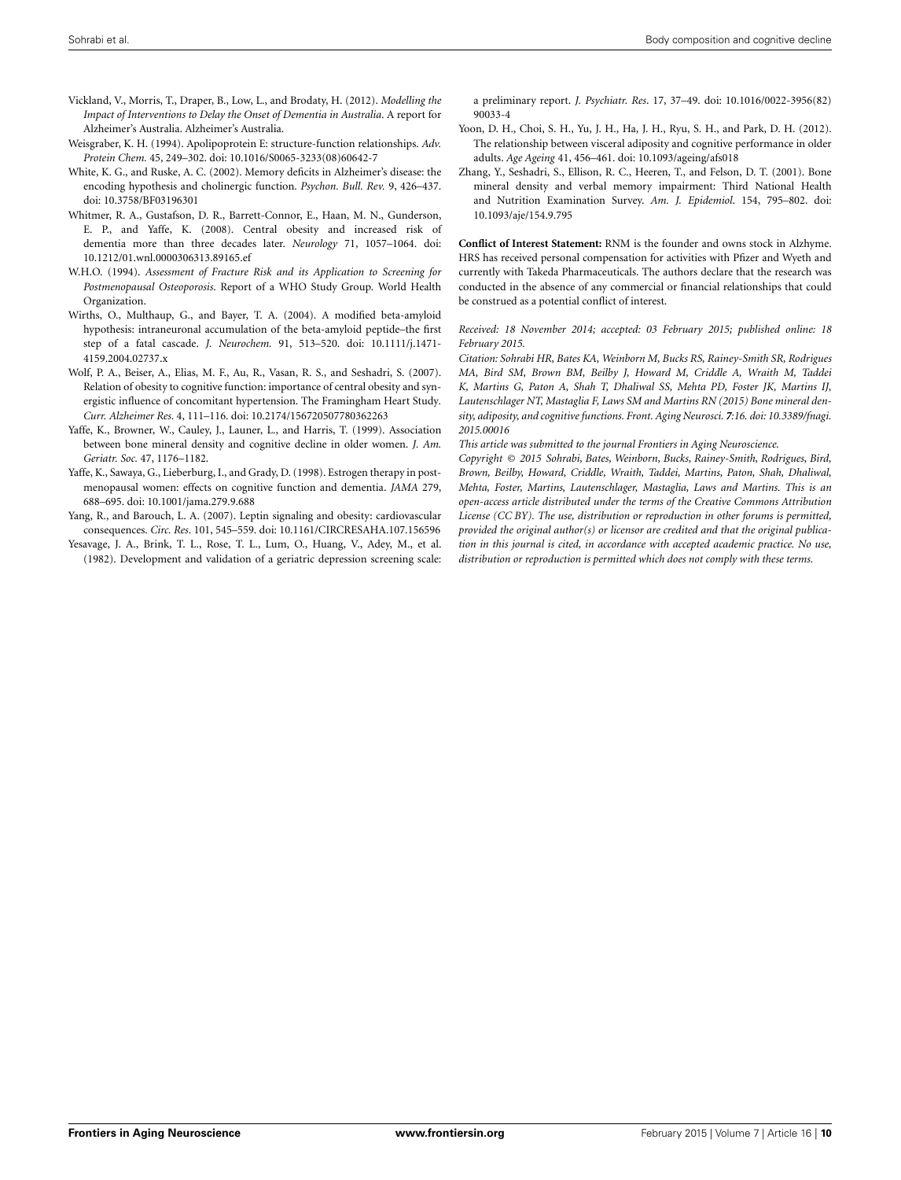Vickland, V., Morris, T., Draper, B., Low, L., and Brodaty, H. (2012). *Modelling the Impact of Interventions to Delay the Onset of Dementia in Australia*. A report for Alzheimer's Australia. Alzheimer's Australia.

Weisgraber, K. H. (1994). Apolipoprotein E: structure-function relationships. *Adv. Protein Chem.* 45, 249–302. doi: 10.1016/S0065-3233(08)60642-7

White, K. G., and Ruske, A. C. (2002). Memory deficits in Alzheimer's disease: the encoding hypothesis and cholinergic function. *Psychon. Bull. Rev.* 9, 426–437. doi: 10.3758/BF03196301

Whitmer, R. A., Gustafson, D. R., Barrett-Connor, E., Haan, M. N., Gunderson, E. P., and Yaffe, K. (2008). Central obesity and increased risk of dementia more than three decades later. *Neurology* 71, 1057–1064. doi: 10.1212/01.wnl.0000306313.89165.ef

W.H.O. (1994). *Assessment of Fracture Risk and its Application to Screening for Postmenopausal Osteoporosis*. Report of a WHO Study Group. World Health Organization.

Wirths, O., Multhaup, G., and Bayer, T. A. (2004). A modified beta-amyloid hypothesis: intraneuronal accumulation of the beta-amyloid peptide–the first step of a fatal cascade. *J. Neurochem.* 91, 513–520. doi: 10.1111/j.1471-4159.2004.02737.x

Wolf, P. A., Beiser, A., Elias, M. F., Au, R., Vasan, R. S., and Seshadri, S. (2007). Relation of obesity to cognitive function: importance of central obesity and synergistic influence of concomitant hypertension. The Framingham Heart Study. *Curr. Alzheimer Res.* 4, 111–116. doi: 10.2174/156720507780362263

Yaffe, K., Browner, W., Cauley, J., Launer, L., and Harris, T. (1999). Association between bone mineral density and cognitive decline in older women. *J. Am. Geriatr. Soc.* 47, 1176–1182.

Yaffe, K., Sawaya, G., Lieberburg, I., and Grady, D. (1998). Estrogen therapy in postmenopausal women: effects on cognitive function and dementia. *JAMA* 279, 688–695. doi: 10.1001/jama.279.9.688

Yang, R., and Barouch, L. A. (2007). Leptin signaling and obesity: cardiovascular consequences. *Circ. Res.* 101, 545–559. doi: 10.1161/CIRCRESAHA.107.156596

Yesavage, J. A., Brink, T. L., Rose, T. L., Lum, O., Huang, V., Adey, M., et al. (1982). Development and validation of a geriatric depression screening scale: a preliminary report. *J. Psychiatr. Res.* 17, 37–49. doi: 10.1016/0022-3956(82)90033-4

Yoon, D. H., Choi, S. H., Yu, J. H., Ha, J. H., Ryu, S. H., and Park, D. H. (2012). The relationship between visceral adiposity and cognitive performance in older adults. *Age Ageing* 41, 456–461. doi: 10.1093/ageing/afs018

Zhang, Y., Seshadri, S., Ellison, R. C., Heeren, T., and Felson, D. T. (2001). Bone mineral density and verbal memory impairment: Third National Health and Nutrition Examination Survey. *Am. J. Epidemiol.* 154, 795–802. doi: 10.1093/aje/154.9.795

**Conflict of Interest Statement:** RNM is the founder and owns stock in Alzhyme. HRS has received personal compensation for activities with Pfizer and Wyeth and currently with Takeda Pharmaceuticals. The authors declare that the research was conducted in the absence of any commercial or financial relationships that could be construed as a potential conflict of interest.

*Received: 18 November 2014; accepted: 03 February 2015; published online: 18 February 2015.*

*Citation: Sohrabi HR, Bates KA, Weinborn M, Bucks RS, Rainey-Smith SR, Rodrigues MA, Bird SM, Brown BM, Beilby J, Howard M, Criddle A, Wraith M, Taddei K, Martins G, Paton A, Shah T, Dhaliwal SS, Mehta PD, Foster JK, Martins IJ, Lautenschlager NT, Mastaglia F, Laws SM and Martins RN (2015) Bone mineral density, adiposity, and cognitive functions. Front. Aging Neurosci.* ***7****:16. doi: 10.3389/fnagi.2015.00016*

*This article was submitted to the journal Frontiers in Aging Neuroscience.*

*Copyright © 2015 Sohrabi, Bates, Weinborn, Bucks, Rainey-Smith, Rodrigues, Bird, Brown, Beilby, Howard, Criddle, Wraith, Taddei, Martins, Paton, Shah, Dhaliwal, Mehta, Foster, Martins, Lautenschlager, Mastaglia, Laws and Martins. This is an open-access article distributed under the terms of the Creative Commons Attribution License (CC BY). The use, distribution or reproduction in other forums is permitted, provided the original author(s) or licensor are credited and that the original publication in this journal is cited, in accordance with accepted academic practice. No use, distribution or reproduction is permitted which does not comply with these terms.*